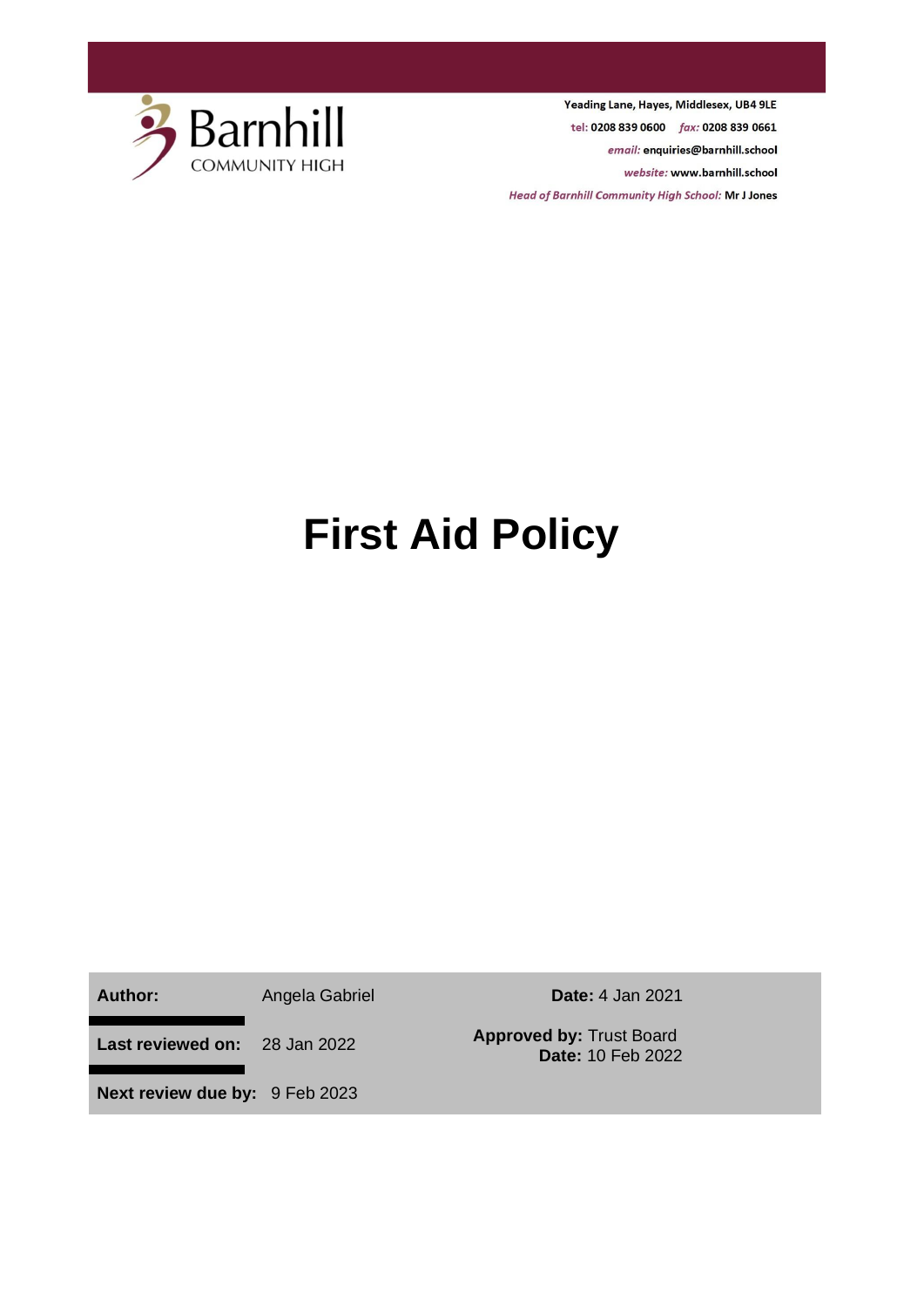Barnhill
COMMUNITY HIGH

Yeading Lane, Hayes, Middlesex, UB4 9LE
tel: 0208 839 0600 *fax:* 0208 839 0661
*email:* enquiries@barnhill.school
*website:* www.barnhill.school
*Head of Barnhill Community High School:* Mr J Jones

# First Aid Policy

| | | |
|---|---|---|
| **Author:** | Angela Gabriel | **Date:** 4 Jan 2021 |
| **Last reviewed on:** | 28 Jan 2022 | **Approved by:** Trust Board **Date:** 10 Feb 2022 |
| **Next review due by:** | 9 Feb 2023 | |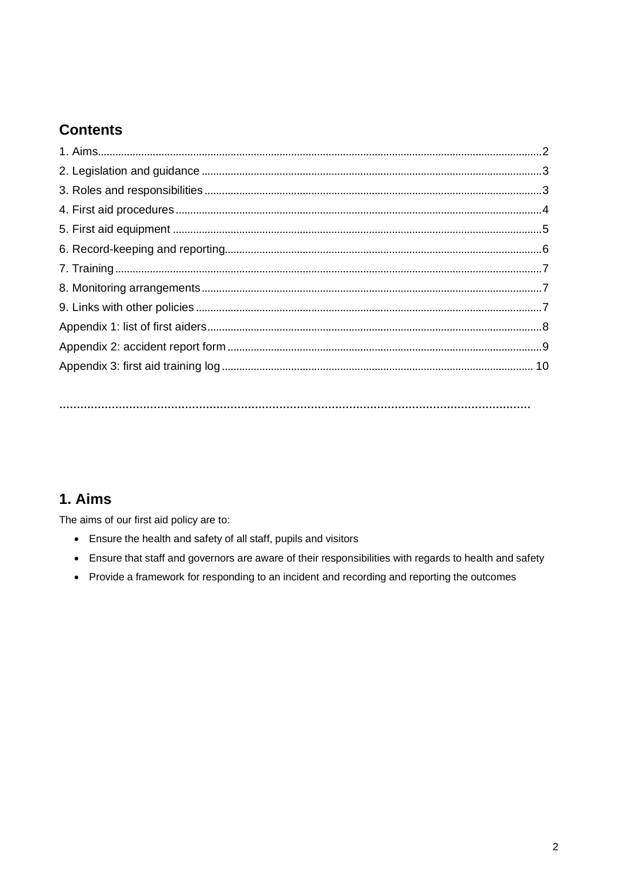## Contents

1. Aims....2
2. Legislation and guidance....3
3. Roles and responsibilities....3
4. First aid procedures....4
5. First aid equipment....5
6. Record-keeping and reporting....6
7. Training....7
8. Monitoring arrangements....7
9. Links with other policies....7

Appendix 1: list of first aiders....8

Appendix 2: accident report form....9

Appendix 3: first aid training log....10

---

## 1. Aims

The aims of our first aid policy are to:

- Ensure the health and safety of all staff, pupils and visitors
- Ensure that staff and governors are aware of their responsibilities with regards to health and safety
- Provide a framework for responding to an incident and recording and reporting the outcomes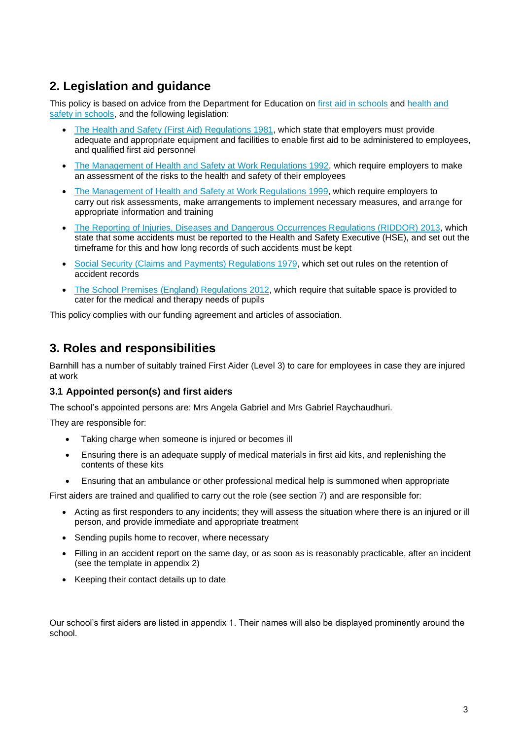## 2. Legislation and guidance

This policy is based on advice from the Department for Education on first aid in schools and health and safety in schools, and the following legislation:

- The Health and Safety (First Aid) Regulations 1981, which state that employers must provide adequate and appropriate equipment and facilities to enable first aid to be administered to employees, and qualified first aid personnel
- The Management of Health and Safety at Work Regulations 1992, which require employers to make an assessment of the risks to the health and safety of their employees
- The Management of Health and Safety at Work Regulations 1999, which require employers to carry out risk assessments, make arrangements to implement necessary measures, and arrange for appropriate information and training
- The Reporting of Injuries, Diseases and Dangerous Occurrences Regulations (RIDDOR) 2013, which state that some accidents must be reported to the Health and Safety Executive (HSE), and set out the timeframe for this and how long records of such accidents must be kept
- Social Security (Claims and Payments) Regulations 1979, which set out rules on the retention of accident records
- The School Premises (England) Regulations 2012, which require that suitable space is provided to cater for the medical and therapy needs of pupils

This policy complies with our funding agreement and articles of association.

## 3. Roles and responsibilities

Barnhill has a number of suitably trained First Aider (Level 3) to care for employees in case they are injured at work

### 3.1 Appointed person(s) and first aiders

The school's appointed persons are: Mrs Angela Gabriel and Mrs Gabriel Raychaudhuri.

They are responsible for:

- Taking charge when someone is injured or becomes ill
- Ensuring there is an adequate supply of medical materials in first aid kits, and replenishing the contents of these kits
- Ensuring that an ambulance or other professional medical help is summoned when appropriate

First aiders are trained and qualified to carry out the role (see section 7) and are responsible for:

- Acting as first responders to any incidents; they will assess the situation where there is an injured or ill person, and provide immediate and appropriate treatment
- Sending pupils home to recover, where necessary
- Filling in an accident report on the same day, or as soon as is reasonably practicable, after an incident (see the template in appendix 2)
- Keeping their contact details up to date

Our school's first aiders are listed in appendix 1. Their names will also be displayed prominently around the school.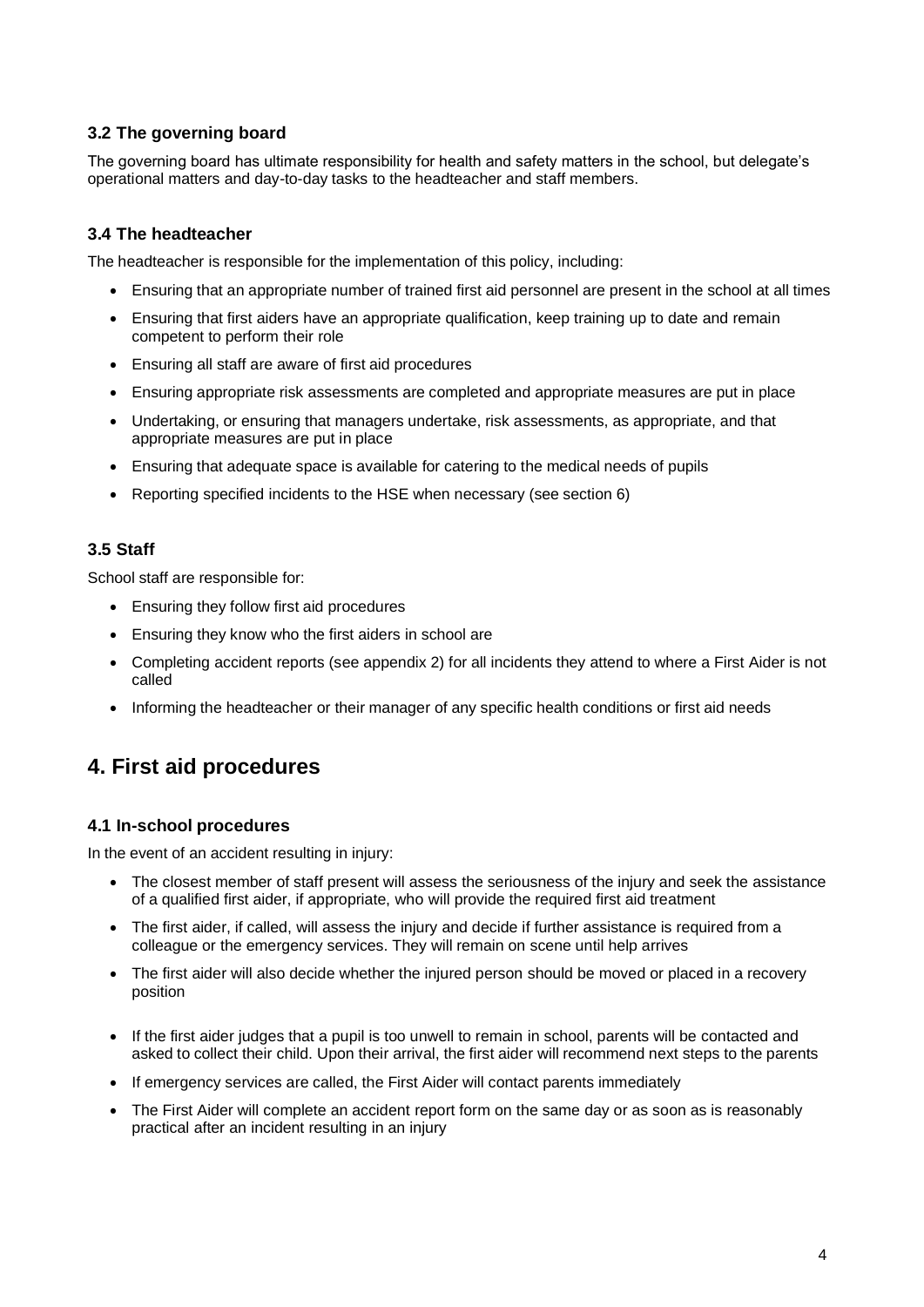### 3.2 The governing board

The governing board has ultimate responsibility for health and safety matters in the school, but delegate's operational matters and day-to-day tasks to the headteacher and staff members.

### 3.4 The headteacher

The headteacher is responsible for the implementation of this policy, including:

- Ensuring that an appropriate number of trained first aid personnel are present in the school at all times
- Ensuring that first aiders have an appropriate qualification, keep training up to date and remain competent to perform their role
- Ensuring all staff are aware of first aid procedures
- Ensuring appropriate risk assessments are completed and appropriate measures are put in place
- Undertaking, or ensuring that managers undertake, risk assessments, as appropriate, and that appropriate measures are put in place
- Ensuring that adequate space is available for catering to the medical needs of pupils
- Reporting specified incidents to the HSE when necessary (see section 6)

### 3.5 Staff

School staff are responsible for:

- Ensuring they follow first aid procedures
- Ensuring they know who the first aiders in school are
- Completing accident reports (see appendix 2) for all incidents they attend to where a First Aider is not called
- Informing the headteacher or their manager of any specific health conditions or first aid needs

## 4. First aid procedures

### 4.1 In-school procedures

In the event of an accident resulting in injury:

- The closest member of staff present will assess the seriousness of the injury and seek the assistance of a qualified first aider, if appropriate, who will provide the required first aid treatment
- The first aider, if called, will assess the injury and decide if further assistance is required from a colleague or the emergency services. They will remain on scene until help arrives
- The first aider will also decide whether the injured person should be moved or placed in a recovery position
- If the first aider judges that a pupil is too unwell to remain in school, parents will be contacted and asked to collect their child. Upon their arrival, the first aider will recommend next steps to the parents
- If emergency services are called, the First Aider will contact parents immediately
- The First Aider will complete an accident report form on the same day or as soon as is reasonably practical after an incident resulting in an injury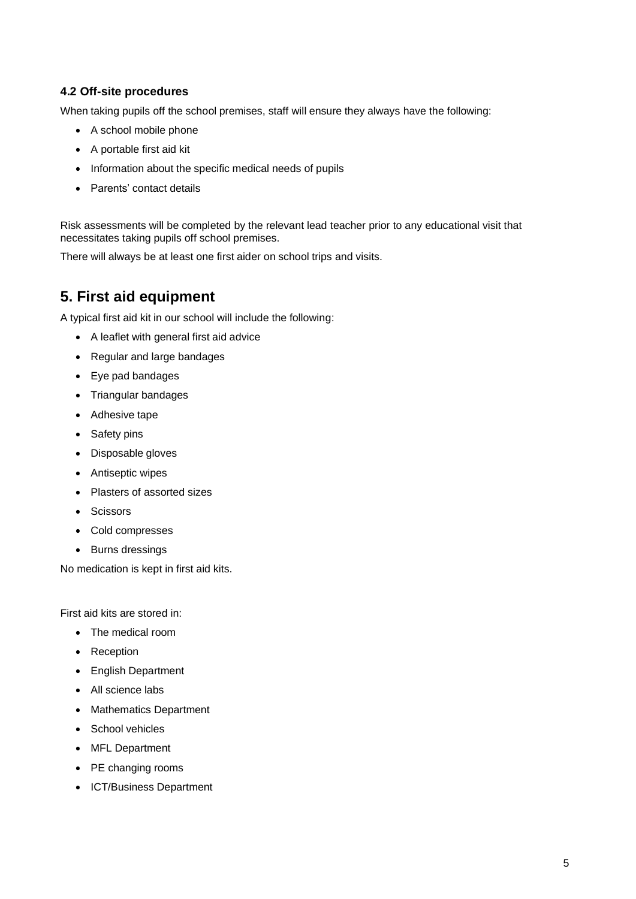### 4.2 Off-site procedures

When taking pupils off the school premises, staff will ensure they always have the following:

- A school mobile phone
- A portable first aid kit
- Information about the specific medical needs of pupils
- Parents' contact details

Risk assessments will be completed by the relevant lead teacher prior to any educational visit that necessitates taking pupils off school premises.

There will always be at least one first aider on school trips and visits.

## 5. First aid equipment

A typical first aid kit in our school will include the following:

- A leaflet with general first aid advice
- Regular and large bandages
- Eye pad bandages
- Triangular bandages
- Adhesive tape
- Safety pins
- Disposable gloves
- Antiseptic wipes
- Plasters of assorted sizes
- Scissors
- Cold compresses
- Burns dressings

No medication is kept in first aid kits.

First aid kits are stored in:

- The medical room
- Reception
- English Department
- All science labs
- Mathematics Department
- School vehicles
- MFL Department
- PE changing rooms
- ICT/Business Department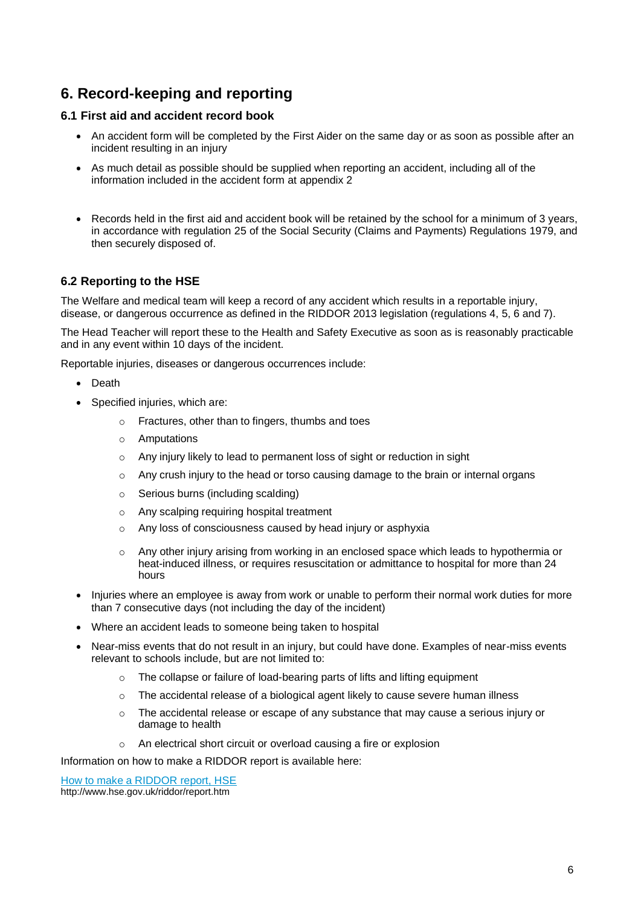## 6. Record-keeping and reporting

### 6.1 First aid and accident record book

- An accident form will be completed by the First Aider on the same day or as soon as possible after an incident resulting in an injury
- As much detail as possible should be supplied when reporting an accident, including all of the information included in the accident form at appendix 2
- Records held in the first aid and accident book will be retained by the school for a minimum of 3 years, in accordance with regulation 25 of the Social Security (Claims and Payments) Regulations 1979, and then securely disposed of.

### 6.2 Reporting to the HSE

The Welfare and medical team will keep a record of any accident which results in a reportable injury, disease, or dangerous occurrence as defined in the RIDDOR 2013 legislation (regulations 4, 5, 6 and 7).

The Head Teacher will report these to the Health and Safety Executive as soon as is reasonably practicable and in any event within 10 days of the incident.

Reportable injuries, diseases or dangerous occurrences include:

- Death
- Specified injuries, which are:
  - Fractures, other than to fingers, thumbs and toes
  - Amputations
  - Any injury likely to lead to permanent loss of sight or reduction in sight
  - Any crush injury to the head or torso causing damage to the brain or internal organs
  - Serious burns (including scalding)
  - Any scalping requiring hospital treatment
  - Any loss of consciousness caused by head injury or asphyxia
  - Any other injury arising from working in an enclosed space which leads to hypothermia or heat-induced illness, or requires resuscitation or admittance to hospital for more than 24 hours
- Injuries where an employee is away from work or unable to perform their normal work duties for more than 7 consecutive days (not including the day of the incident)
- Where an accident leads to someone being taken to hospital
- Near-miss events that do not result in an injury, but could have done. Examples of near-miss events relevant to schools include, but are not limited to:
  - The collapse or failure of load-bearing parts of lifts and lifting equipment
  - The accidental release of a biological agent likely to cause severe human illness
  - The accidental release or escape of any substance that may cause a serious injury or damage to health
  - An electrical short circuit or overload causing a fire or explosion

Information on how to make a RIDDOR report is available here:

[How to make a RIDDOR report, HSE](http://www.hse.gov.uk/riddor/report.htm)
http://www.hse.gov.uk/riddor/report.htm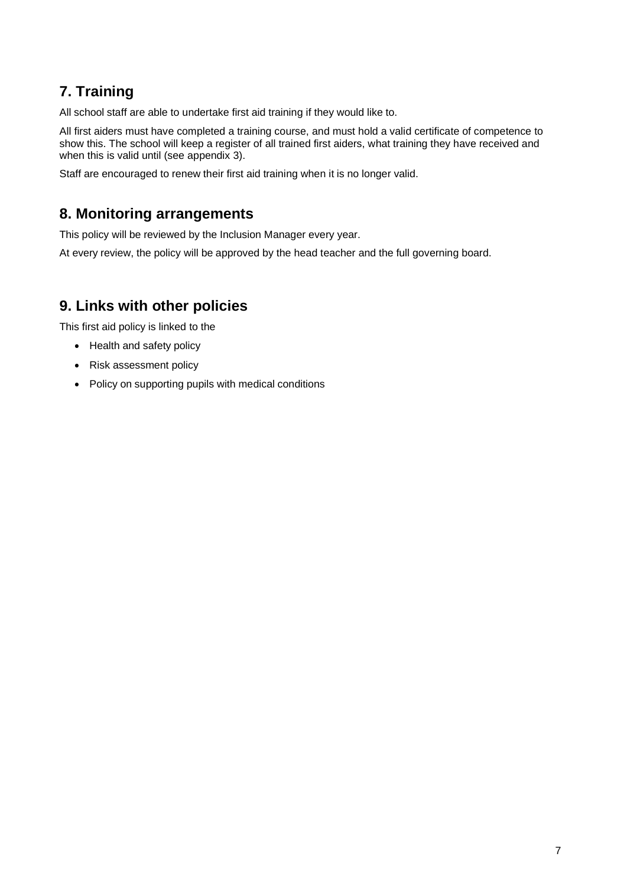## 7. Training

All school staff are able to undertake first aid training if they would like to.

All first aiders must have completed a training course, and must hold a valid certificate of competence to show this. The school will keep a register of all trained first aiders, what training they have received and when this is valid until (see appendix 3).

Staff are encouraged to renew their first aid training when it is no longer valid.

## 8. Monitoring arrangements

This policy will be reviewed by the Inclusion Manager every year.

At every review, the policy will be approved by the head teacher and the full governing board.

## 9. Links with other policies

This first aid policy is linked to the

- Health and safety policy
- Risk assessment policy
- Policy on supporting pupils with medical conditions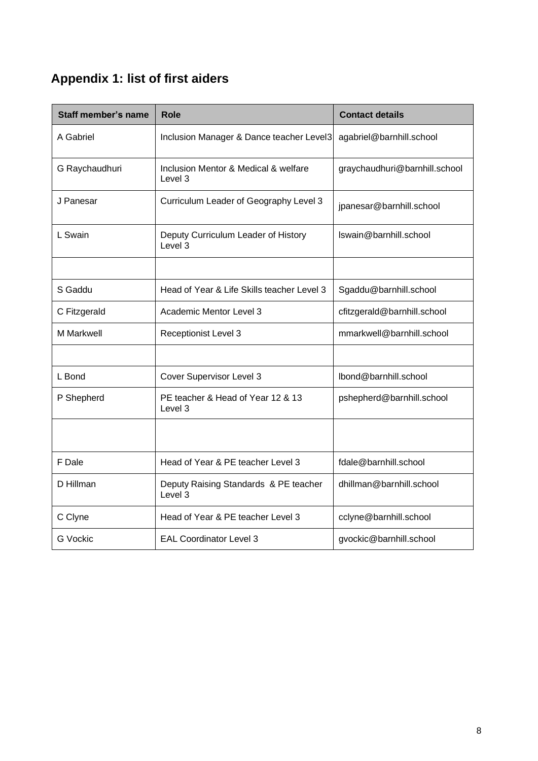## Appendix 1: list of first aiders

| Staff member's name | Role | Contact details |
| --- | --- | --- |
| A Gabriel | Inclusion Manager & Dance teacher Level3 | agabriel@barnhill.school |
| G Raychaudhuri | Inclusion Mentor & Medical & welfare Level 3 | graychaudhuri@barnhill.school |
| J Panesar | Curriculum Leader of Geography Level 3 | jpanesar@barnhill.school |
| L Swain | Deputy Curriculum Leader of History Level 3 | lswain@barnhill.school |
| | | |
| S Gaddu | Head of Year & Life Skills teacher Level 3 | Sgaddu@barnhill.school |
| C Fitzgerald | Academic Mentor Level 3 | cfitzgerald@barnhill.school |
| M Markwell | Receptionist Level 3 | mmarkwell@barnhill.school |
| | | |
| L Bond | Cover Supervisor Level 3 | lbond@barnhill.school |
| P Shepherd | PE teacher & Head of Year 12 & 13 Level 3 | pshepherd@barnhill.school |
| | | |
| F Dale | Head of Year & PE teacher Level 3 | fdale@barnhill.school |
| D Hillman | Deputy Raising Standards & PE teacher Level 3 | dhillman@barnhill.school |
| C Clyne | Head of Year & PE teacher Level 3 | cclyne@barnhill.school |
| G Vockic | EAL Coordinator Level 3 | gvockic@barnhill.school |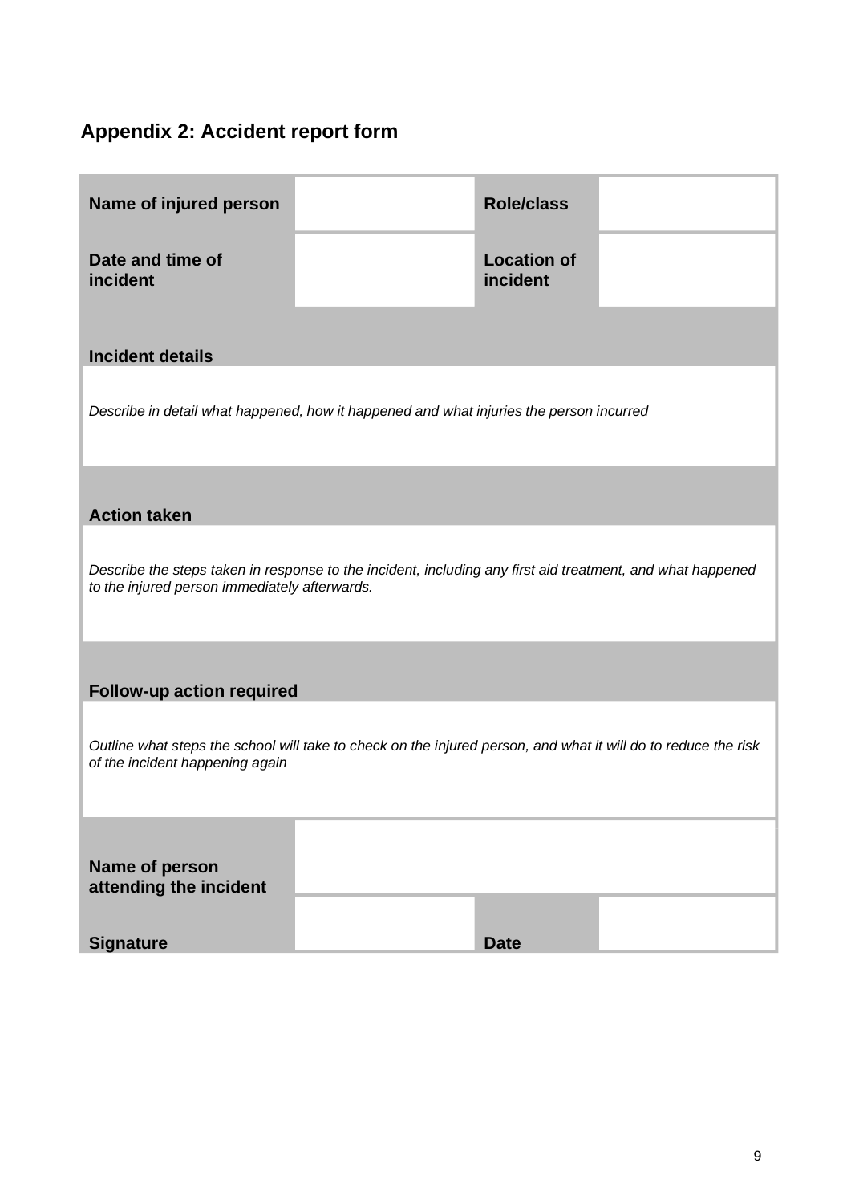## Appendix 2: Accident report form

| | | | |
|---|---|---|---|
| **Name of injured person** | | **Role/class** | |
| **Date and time of incident** | | **Location of incident** | |
| **Incident details** | | | |
| *Describe in detail what happened, how it happened and what injuries the person incurred* | | | |
| **Action taken** | | | |
| *Describe the steps taken in response to the incident, including any first aid treatment, and what happened to the injured person immediately afterwards.* | | | |
| **Follow-up action required** | | | |
| *Outline what steps the school will take to check on the injured person, and what it will do to reduce the risk of the incident happening again* | | | |
| **Name of person attending the incident** | | | |
| **Signature** | | **Date** | |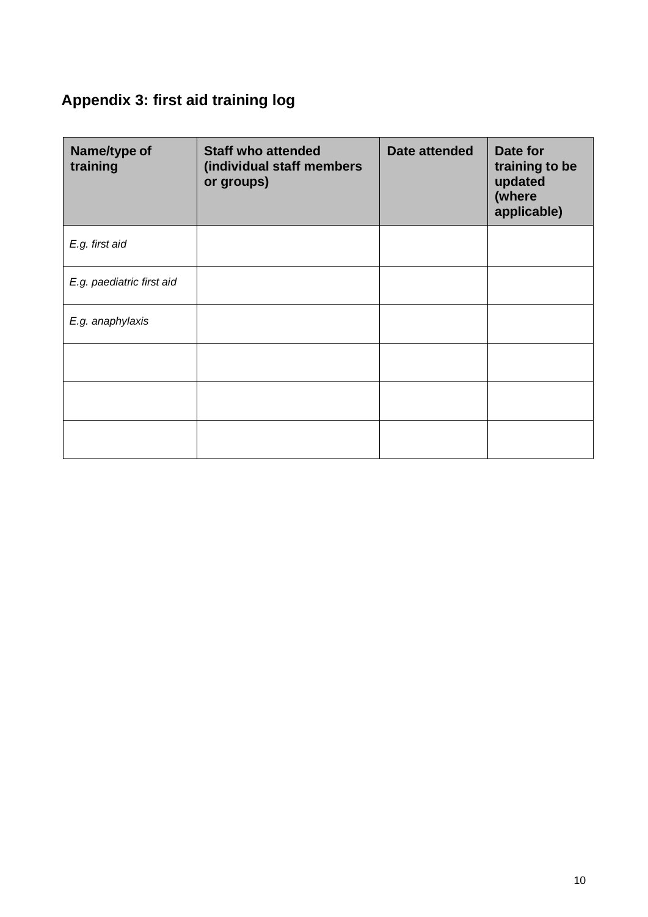## Appendix 3: first aid training log

| Name/type of training | Staff who attended (individual staff members or groups) | Date attended | Date for training to be updated (where applicable) |
|---|---|---|---|
| *E.g. first aid* | | | |
| *E.g. paediatric first aid* | | | |
| *E.g. anaphylaxis* | | | |
| | | | |
| | | | |
| | | | |